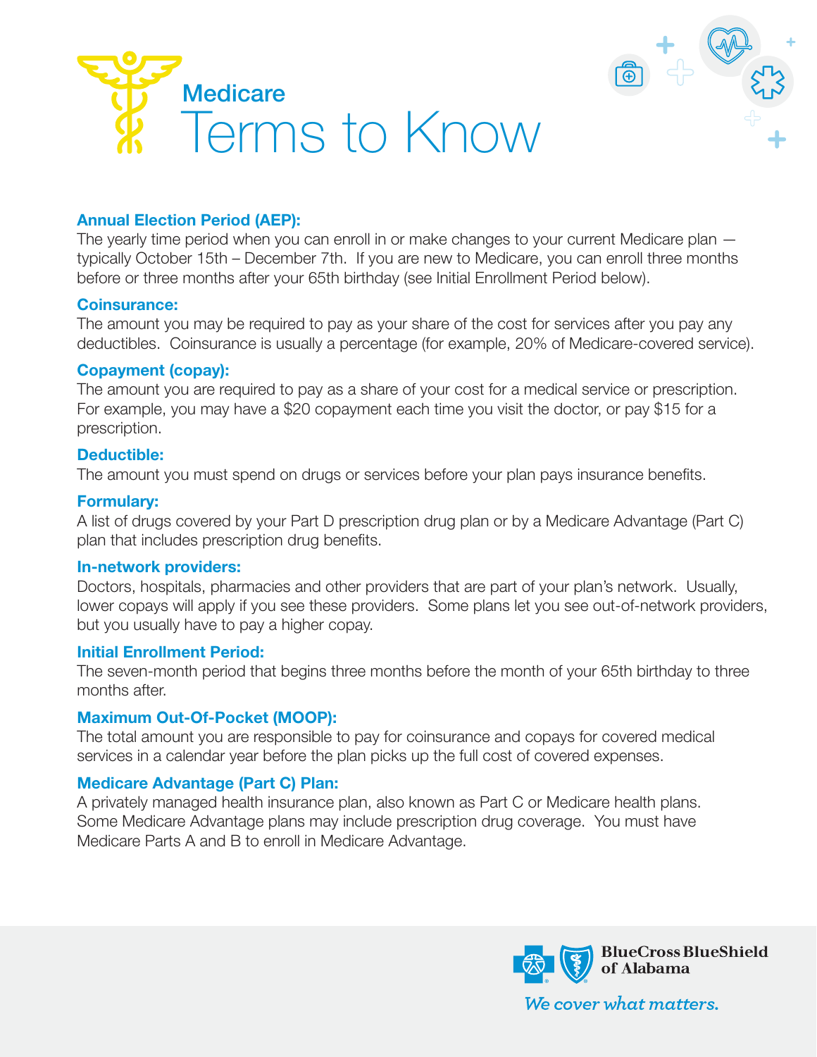# Medicare Terms to Know

### Annual Election Period (AEP):

The yearly time period when you can enroll in or make changes to your current Medicare plan — typically October 15th – December 7th. If you are new to Medicare, you can enroll three months before or three months after your 65th birthday (see Initial Enrollment Period below).

### Coinsurance:

The amount you may be required to pay as your share of the cost for services after you pay any deductibles. Coinsurance is usually a percentage (for example, 20% of Medicare-covered service).

### Copayment (copay):

The amount you are required to pay as a share of your cost for a medical service or prescription. For example, you may have a $20 copayment each time you visit the doctor, or pay $15 for a prescription.

### Deductible:

The amount you must spend on drugs or services before your plan pays insurance benefits.

### Formulary:

A list of drugs covered by your Part D prescription drug plan or by a Medicare Advantage (Part C) plan that includes prescription drug benefits.

### In-network providers:

Doctors, hospitals, pharmacies and other providers that are part of your plan's network. Usually, lower copays will apply if you see these providers. Some plans let you see out-of-network providers, but you usually have to pay a higher copay.

### Initial Enrollment Period:

The seven-month period that begins three months before the month of your 65th birthday to three months after.

### Maximum Out-Of-Pocket (MOOP):

The total amount you are responsible to pay for coinsurance and copays for covered medical services in a calendar year before the plan picks up the full cost of covered expenses.

### Medicare Advantage (Part C) Plan:

A privately managed health insurance plan, also known as Part C or Medicare health plans. Some Medicare Advantage plans may include prescription drug coverage. You must have Medicare Parts A and B to enroll in Medicare Advantage.

BlueCross BlueShield of Alabama

*We cover what matters.*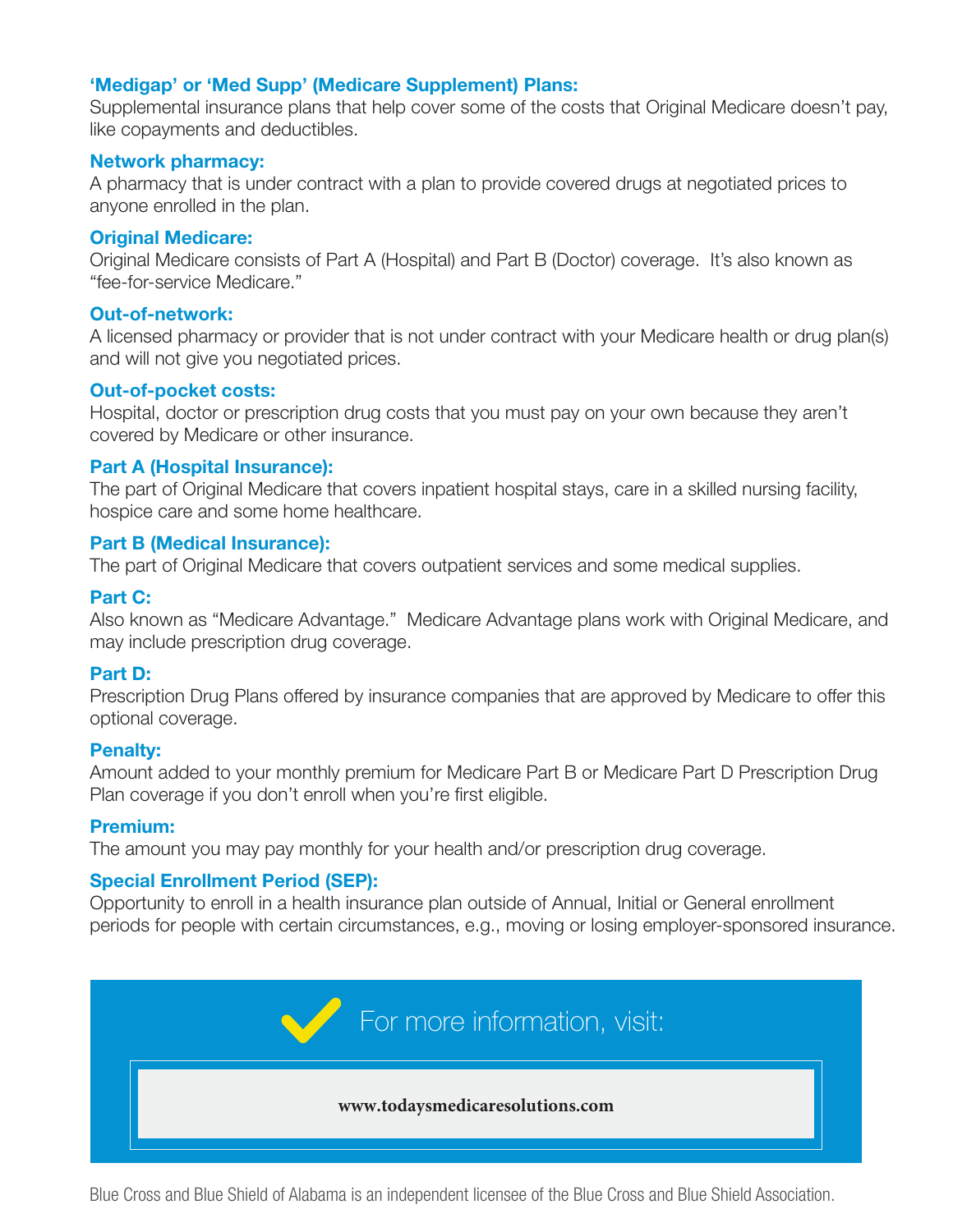**'Medigap' or 'Med Supp' (Medicare Supplement) Plans:**
Supplemental insurance plans that help cover some of the costs that Original Medicare doesn't pay, like copayments and deductibles.

**Network pharmacy:**
A pharmacy that is under contract with a plan to provide covered drugs at negotiated prices to anyone enrolled in the plan.

**Original Medicare:**
Original Medicare consists of Part A (Hospital) and Part B (Doctor) coverage. It's also known as "fee-for-service Medicare."

**Out-of-network:**
A licensed pharmacy or provider that is not under contract with your Medicare health or drug plan(s) and will not give you negotiated prices.

**Out-of-pocket costs:**
Hospital, doctor or prescription drug costs that you must pay on your own because they aren't covered by Medicare or other insurance.

**Part A (Hospital Insurance):**
The part of Original Medicare that covers inpatient hospital stays, care in a skilled nursing facility, hospice care and some home healthcare.

**Part B (Medical Insurance):**
The part of Original Medicare that covers outpatient services and some medical supplies.

**Part C:**
Also known as "Medicare Advantage." Medicare Advantage plans work with Original Medicare, and may include prescription drug coverage.

**Part D:**
Prescription Drug Plans offered by insurance companies that are approved by Medicare to offer this optional coverage.

**Penalty:**
Amount added to your monthly premium for Medicare Part B or Medicare Part D Prescription Drug Plan coverage if you don't enroll when you're first eligible.

**Premium:**
The amount you may pay monthly for your health and/or prescription drug coverage.

**Special Enrollment Period (SEP):**
Opportunity to enroll in a health insurance plan outside of Annual, Initial or General enrollment periods for people with certain circumstances, e.g., moving or losing employer-sponsored insurance.

For more information, visit:

**www.todaysmedicaresolutions.com**

Blue Cross and Blue Shield of Alabama is an independent licensee of the Blue Cross and Blue Shield Association.